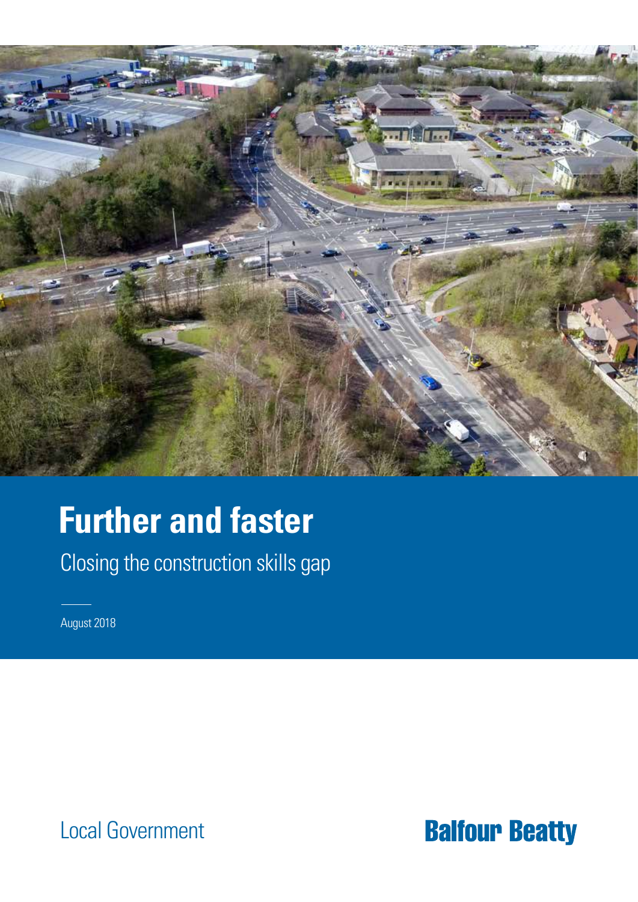# Further and faster

Closing the construction skills gap

August 2018

Local Government

Balfour Beatty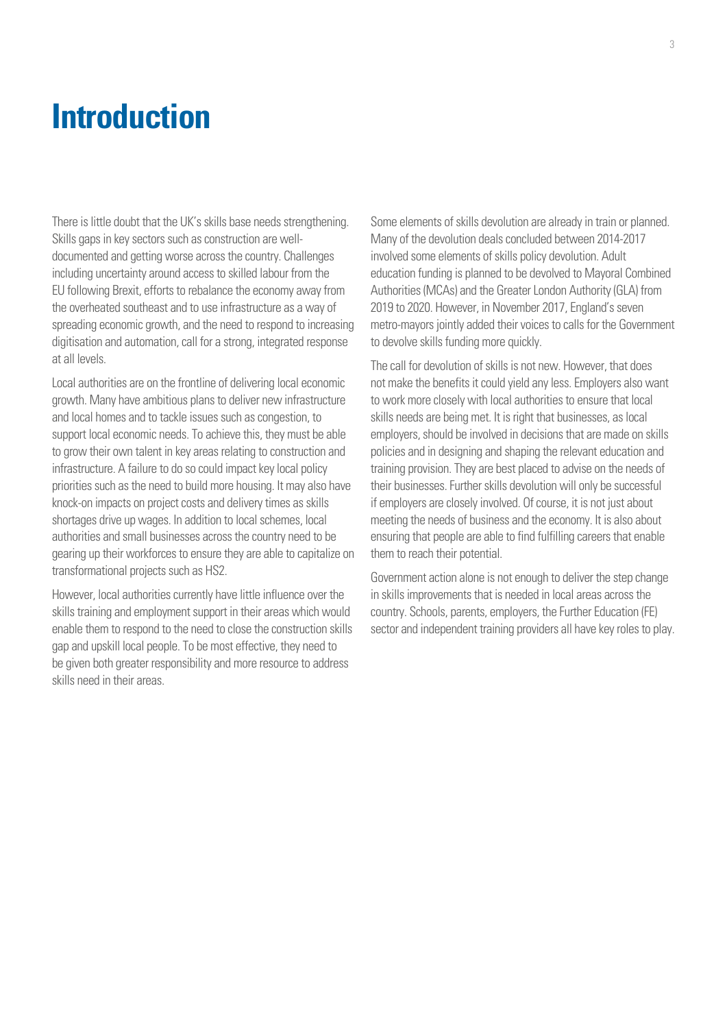# Introduction

There is little doubt that the UK's skills base needs strengthening. Skills gaps in key sectors such as construction are well-documented and getting worse across the country. Challenges including uncertainty around access to skilled labour from the EU following Brexit, efforts to rebalance the economy away from the overheated southeast and to use infrastructure as a way of spreading economic growth, and the need to respond to increasing digitisation and automation, call for a strong, integrated response at all levels.

Local authorities are on the frontline of delivering local economic growth. Many have ambitious plans to deliver new infrastructure and local homes and to tackle issues such as congestion, to support local economic needs. To achieve this, they must be able to grow their own talent in key areas relating to construction and infrastructure. A failure to do so could impact key local policy priorities such as the need to build more housing. It may also have knock-on impacts on project costs and delivery times as skills shortages drive up wages. In addition to local schemes, local authorities and small businesses across the country need to be gearing up their workforces to ensure they are able to capitalize on transformational projects such as HS2.

However, local authorities currently have little influence over the skills training and employment support in their areas which would enable them to respond to the need to close the construction skills gap and upskill local people. To be most effective, they need to be given both greater responsibility and more resource to address skills need in their areas.

Some elements of skills devolution are already in train or planned. Many of the devolution deals concluded between 2014-2017 involved some elements of skills policy devolution. Adult education funding is planned to be devolved to Mayoral Combined Authorities (MCAs) and the Greater London Authority (GLA) from 2019 to 2020. However, in November 2017, England's seven metro-mayors jointly added their voices to calls for the Government to devolve skills funding more quickly.

The call for devolution of skills is not new. However, that does not make the benefits it could yield any less. Employers also want to work more closely with local authorities to ensure that local skills needs are being met. It is right that businesses, as local employers, should be involved in decisions that are made on skills policies and in designing and shaping the relevant education and training provision. They are best placed to advise on the needs of their businesses. Further skills devolution will only be successful if employers are closely involved. Of course, it is not just about meeting the needs of business and the economy. It is also about ensuring that people are able to find fulfilling careers that enable them to reach their potential.

Government action alone is not enough to deliver the step change in skills improvements that is needed in local areas across the country. Schools, parents, employers, the Further Education (FE) sector and independent training providers all have key roles to play.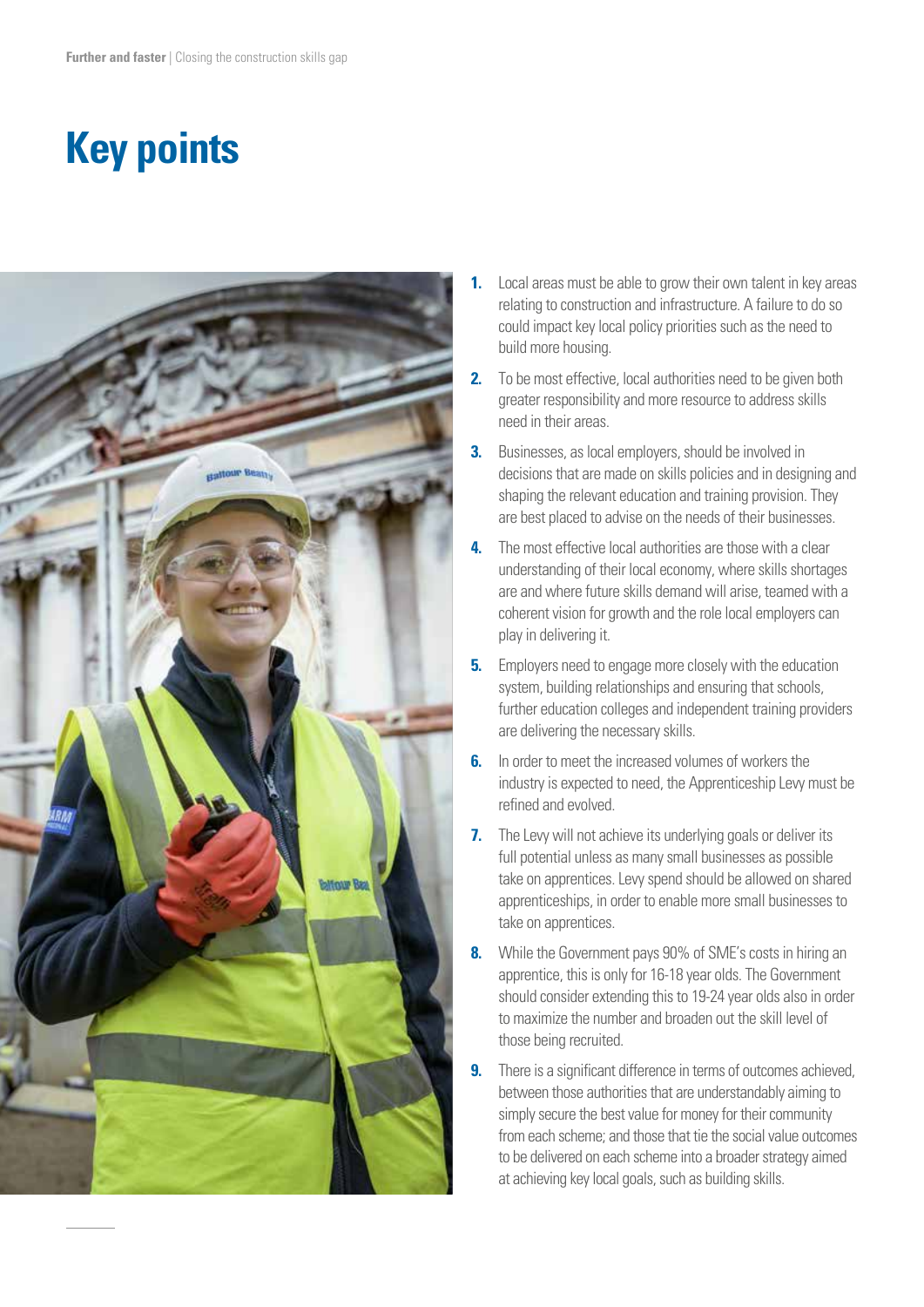# Key points

1. Local areas must be able to grow their own talent in key areas relating to construction and infrastructure. A failure to do so could impact key local policy priorities such as the need to build more housing.
2. To be most effective, local authorities need to be given both greater responsibility and more resource to address skills need in their areas.
3. Businesses, as local employers, should be involved in decisions that are made on skills policies and in designing and shaping the relevant education and training provision. They are best placed to advise on the needs of their businesses.
4. The most effective local authorities are those with a clear understanding of their local economy, where skills shortages are and where future skills demand will arise, teamed with a coherent vision for growth and the role local employers can play in delivering it.
5. Employers need to engage more closely with the education system, building relationships and ensuring that schools, further education colleges and independent training providers are delivering the necessary skills.
6. In order to meet the increased volumes of workers the industry is expected to need, the Apprenticeship Levy must be refined and evolved.
7. The Levy will not achieve its underlying goals or deliver its full potential unless as many small businesses as possible take on apprentices. Levy spend should be allowed on shared apprenticeships, in order to enable more small businesses to take on apprentices.
8. While the Government pays 90% of SME's costs in hiring an apprentice, this is only for 16-18 year olds. The Government should consider extending this to 19-24 year olds also in order to maximize the number and broaden out the skill level of those being recruited.
9. There is a significant difference in terms of outcomes achieved, between those authorities that are understandably aiming to simply secure the best value for money for their community from each scheme; and those that tie the social value outcomes to be delivered on each scheme into a broader strategy aimed at achieving key local goals, such as building skills.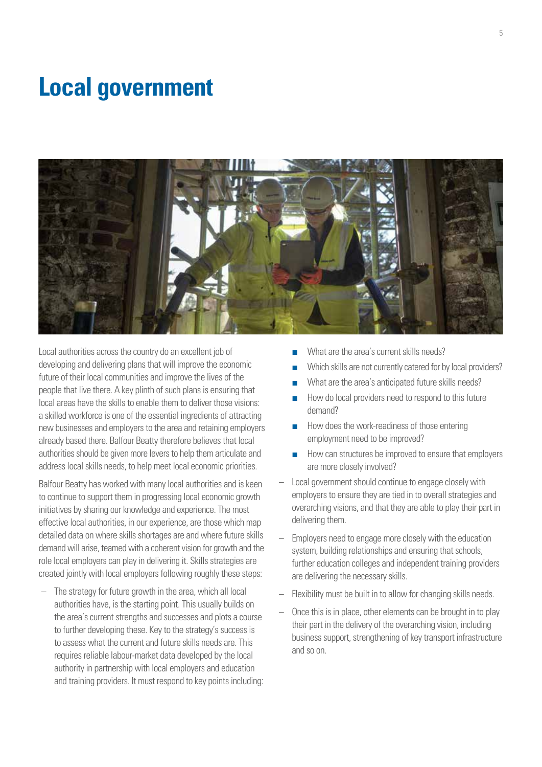# Local government

Local authorities across the country do an excellent job of developing and delivering plans that will improve the economic future of their local communities and improve the lives of the people that live there. A key plinth of such plans is ensuring that local areas have the skills to enable them to deliver those visions: a skilled workforce is one of the essential ingredients of attracting new businesses and employers to the area and retaining employers already based there. Balfour Beatty therefore believes that local authorities should be given more levers to help them articulate and address local skills needs, to help meet local economic priorities.

Balfour Beatty has worked with many local authorities and is keen to continue to support them in progressing local economic growth initiatives by sharing our knowledge and experience. The most effective local authorities, in our experience, are those which map detailed data on where skills shortages are and where future skills demand will arise, teamed with a coherent vision for growth and the role local employers can play in delivering it. Skills strategies are created jointly with local employers following roughly these steps:

- The strategy for future growth in the area, which all local authorities have, is the starting point. This usually builds on the area's current strengths and successes and plots a course to further developing these. Key to the strategy's success is to assess what the current and future skills needs are. This requires reliable labour-market data developed by the local authority in partnership with local employers and education and training providers. It must respond to key points including:
  - What are the area's current skills needs?
  - Which skills are not currently catered for by local providers?
  - What are the area's anticipated future skills needs?
  - How do local providers need to respond to this future demand?
  - How does the work-readiness of those entering employment need to be improved?
  - How can structures be improved to ensure that employers are more closely involved?
- Local government should continue to engage closely with employers to ensure they are tied in to overall strategies and overarching visions, and that they are able to play their part in delivering them.
- Employers need to engage more closely with the education system, building relationships and ensuring that schools, further education colleges and independent training providers are delivering the necessary skills.
- Flexibility must be built in to allow for changing skills needs.
- Once this is in place, other elements can be brought in to play their part in the delivery of the overarching vision, including business support, strengthening of key transport infrastructure and so on.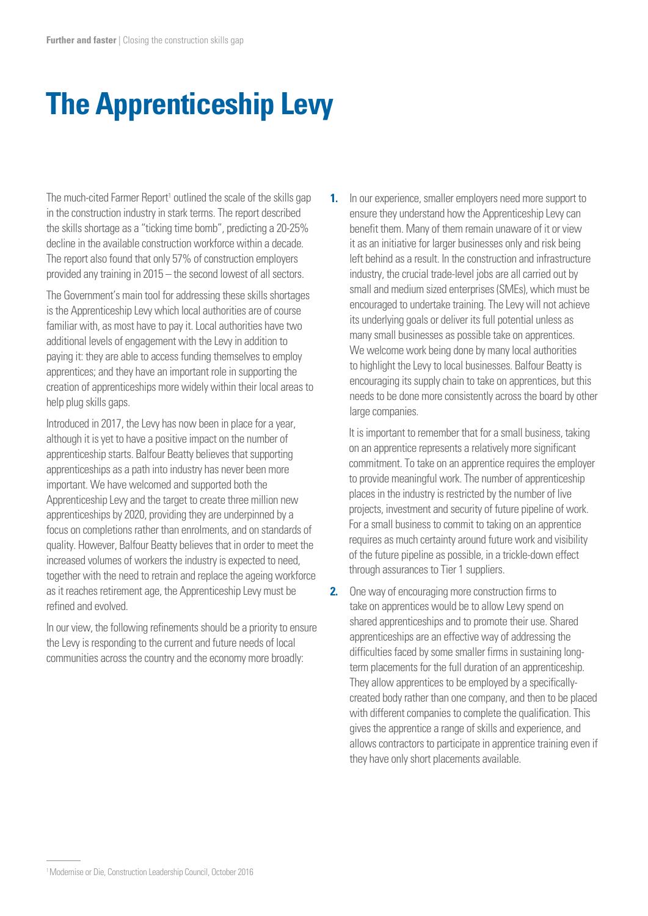# The Apprenticeship Levy

The much-cited Farmer Report[1] outlined the scale of the skills gap in the construction industry in stark terms. The report described the skills shortage as a "ticking time bomb", predicting a 20-25% decline in the available construction workforce within a decade. The report also found that only 57% of construction employers provided any training in 2015 – the second lowest of all sectors.

The Government's main tool for addressing these skills shortages is the Apprenticeship Levy which local authorities are of course familiar with, as most have to pay it. Local authorities have two additional levels of engagement with the Levy in addition to paying it: they are able to access funding themselves to employ apprentices; and they have an important role in supporting the creation of apprenticeships more widely within their local areas to help plug skills gaps.

Introduced in 2017, the Levy has now been in place for a year, although it is yet to have a positive impact on the number of apprenticeship starts. Balfour Beatty believes that supporting apprenticeships as a path into industry has never been more important. We have welcomed and supported both the Apprenticeship Levy and the target to create three million new apprenticeships by 2020, providing they are underpinned by a focus on completions rather than enrolments, and on standards of quality. However, Balfour Beatty believes that in order to meet the increased volumes of workers the industry is expected to need, together with the need to retrain and replace the ageing workforce as it reaches retirement age, the Apprenticeship Levy must be refined and evolved.

In our view, the following refinements should be a priority to ensure the Levy is responding to the current and future needs of local communities across the country and the economy more broadly:

1. In our experience, smaller employers need more support to ensure they understand how the Apprenticeship Levy can benefit them. Many of them remain unaware of it or view it as an initiative for larger businesses only and risk being left behind as a result. In the construction and infrastructure industry, the crucial trade-level jobs are all carried out by small and medium sized enterprises (SMEs), which must be encouraged to undertake training. The Levy will not achieve its underlying goals or deliver its full potential unless as many small businesses as possible take on apprentices. We welcome work being done by many local authorities to highlight the Levy to local businesses. Balfour Beatty is encouraging its supply chain to take on apprentices, but this needs to be done more consistently across the board by other large companies.

   It is important to remember that for a small business, taking on an apprentice represents a relatively more significant commitment. To take on an apprentice requires the employer to provide meaningful work. The number of apprenticeship places in the industry is restricted by the number of live projects, investment and security of future pipeline of work. For a small business to commit to taking on an apprentice requires as much certainty around future work and visibility of the future pipeline as possible, in a trickle-down effect through assurances to Tier 1 suppliers.

2. One way of encouraging more construction firms to take on apprentices would be to allow Levy spend on shared apprenticeships and to promote their use. Shared apprenticeships are an effective way of addressing the difficulties faced by some smaller firms in sustaining long-term placements for the full duration of an apprenticeship. They allow apprentices to be employed by a specifically-created body rather than one company, and then to be placed with different companies to complete the qualification. This gives the apprentice a range of skills and experience, and allows contractors to participate in apprentice training even if they have only short placements available.

[1] Modernise or Die, Construction Leadership Council, October 2016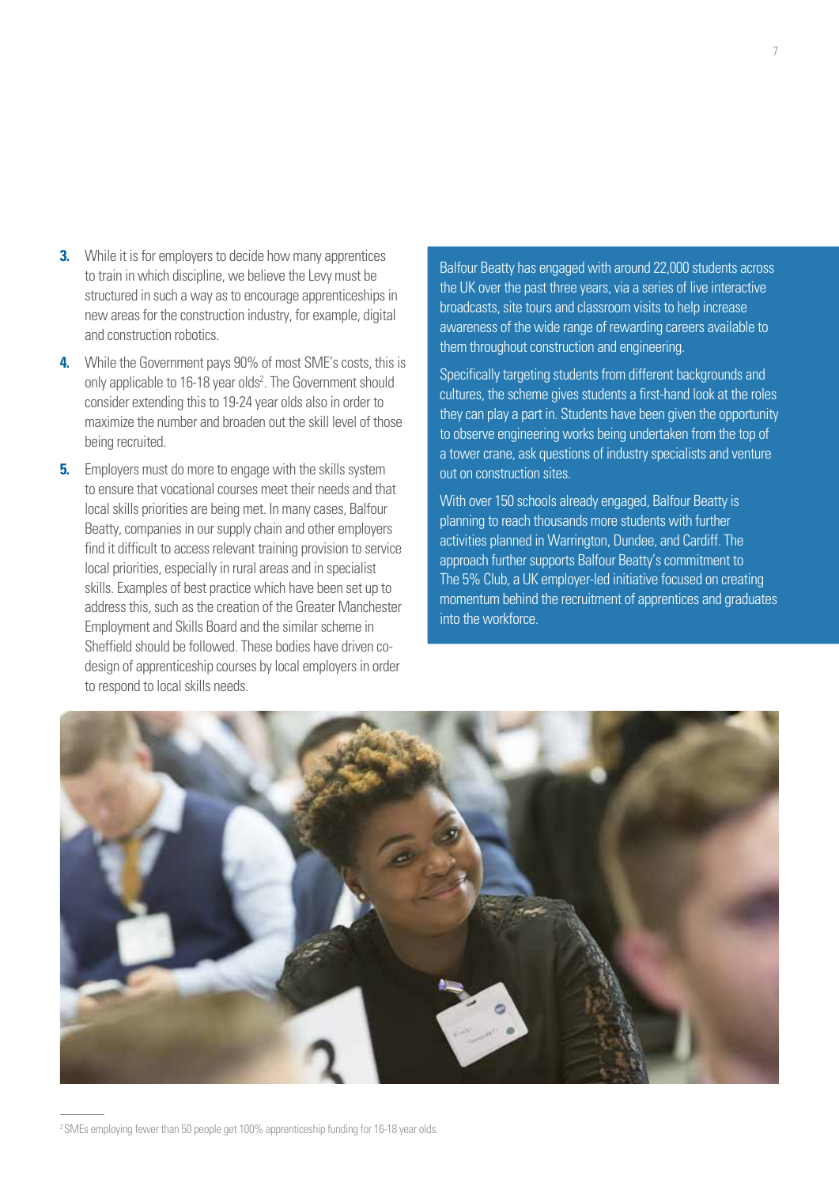3. While it is for employers to decide how many apprentices to train in which discipline, we believe the Levy must be structured in such a way as to encourage apprenticeships in new areas for the construction industry, for example, digital and construction robotics.
4. While the Government pays 90% of most SME's costs, this is only applicable to 16-18 year olds[2]. The Government should consider extending this to 19-24 year olds also in order to maximize the number and broaden out the skill level of those being recruited.
5. Employers must do more to engage with the skills system to ensure that vocational courses meet their needs and that local skills priorities are being met. In many cases, Balfour Beatty, companies in our supply chain and other employers find it difficult to access relevant training provision to service local priorities, especially in rural areas and in specialist skills. Examples of best practice which have been set up to address this, such as the creation of the Greater Manchester Employment and Skills Board and the similar scheme in Sheffield should be followed. These bodies have driven co-design of apprenticeship courses by local employers in order to respond to local skills needs.

Balfour Beatty has engaged with around 22,000 students across the UK over the past three years, via a series of live interactive broadcasts, site tours and classroom visits to help increase awareness of the wide range of rewarding careers available to them throughout construction and engineering.

Specifically targeting students from different backgrounds and cultures, the scheme gives students a first-hand look at the roles they can play a part in. Students have been given the opportunity to observe engineering works being undertaken from the top of a tower crane, ask questions of industry specialists and venture out on construction sites.

With over 150 schools already engaged, Balfour Beatty is planning to reach thousands more students with further activities planned in Warrington, Dundee, and Cardiff. The approach further supports Balfour Beatty's commitment to The 5% Club, a UK employer-led initiative focused on creating momentum behind the recruitment of apprentices and graduates into the workforce.

[2] SMEs employing fewer than 50 people get 100% apprenticeship funding for 16-18 year olds.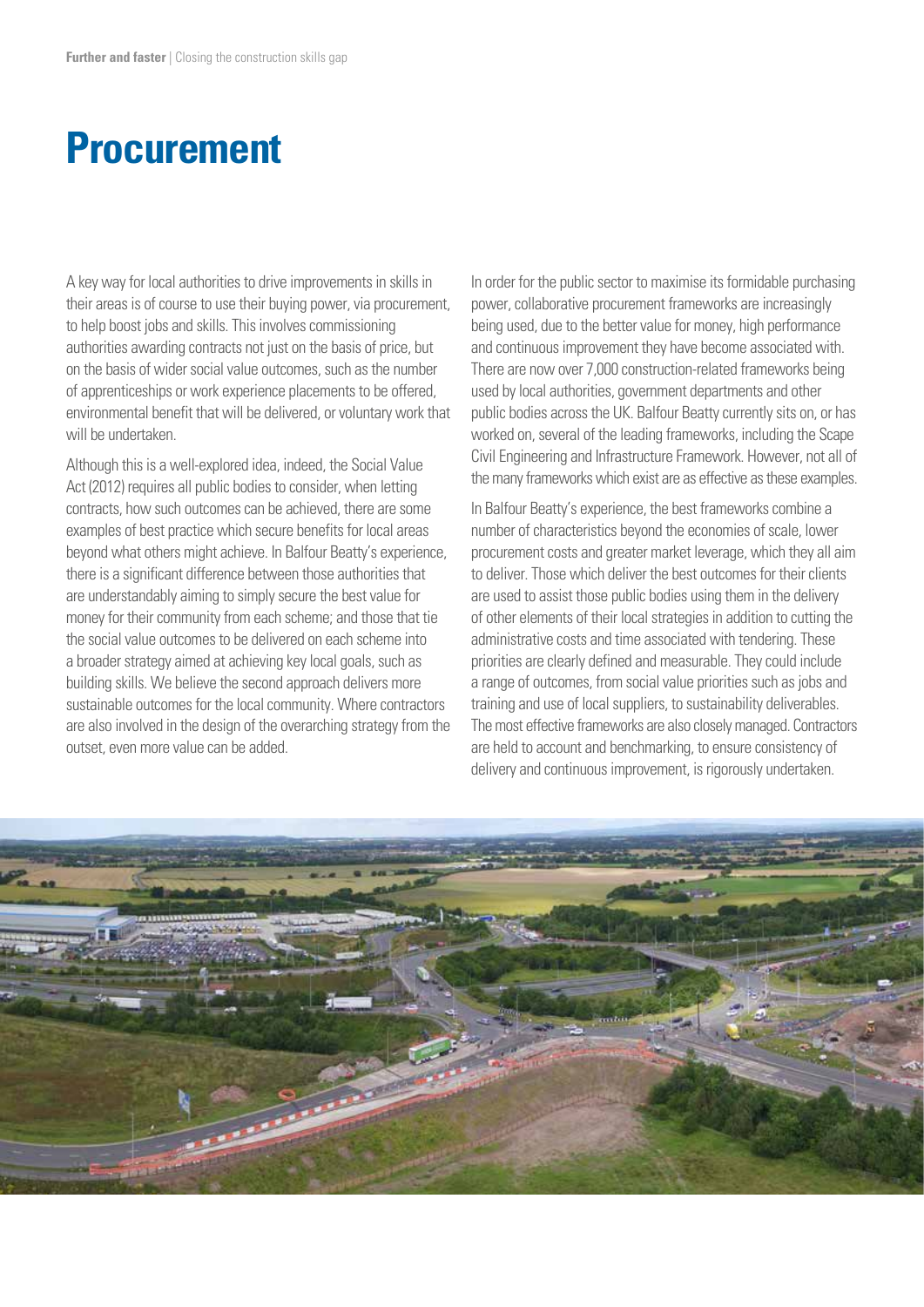# Procurement

A key way for local authorities to drive improvements in skills in their areas is of course to use their buying power, via procurement, to help boost jobs and skills. This involves commissioning authorities awarding contracts not just on the basis of price, but on the basis of wider social value outcomes, such as the number of apprenticeships or work experience placements to be offered, environmental benefit that will be delivered, or voluntary work that will be undertaken.

Although this is a well-explored idea, indeed, the Social Value Act (2012) requires all public bodies to consider, when letting contracts, how such outcomes can be achieved, there are some examples of best practice which secure benefits for local areas beyond what others might achieve. In Balfour Beatty's experience, there is a significant difference between those authorities that are understandably aiming to simply secure the best value for money for their community from each scheme; and those that tie the social value outcomes to be delivered on each scheme into a broader strategy aimed at achieving key local goals, such as building skills. We believe the second approach delivers more sustainable outcomes for the local community. Where contractors are also involved in the design of the overarching strategy from the outset, even more value can be added.

In order for the public sector to maximise its formidable purchasing power, collaborative procurement frameworks are increasingly being used, due to the better value for money, high performance and continuous improvement they have become associated with. There are now over 7,000 construction-related frameworks being used by local authorities, government departments and other public bodies across the UK. Balfour Beatty currently sits on, or has worked on, several of the leading frameworks, including the Scape Civil Engineering and Infrastructure Framework. However, not all of the many frameworks which exist are as effective as these examples.

In Balfour Beatty's experience, the best frameworks combine a number of characteristics beyond the economies of scale, lower procurement costs and greater market leverage, which they all aim to deliver. Those which deliver the best outcomes for their clients are used to assist those public bodies using them in the delivery of other elements of their local strategies in addition to cutting the administrative costs and time associated with tendering. These priorities are clearly defined and measurable. They could include a range of outcomes, from social value priorities such as jobs and training and use of local suppliers, to sustainability deliverables. The most effective frameworks are also closely managed. Contractors are held to account and benchmarking, to ensure consistency of delivery and continuous improvement, is rigorously undertaken.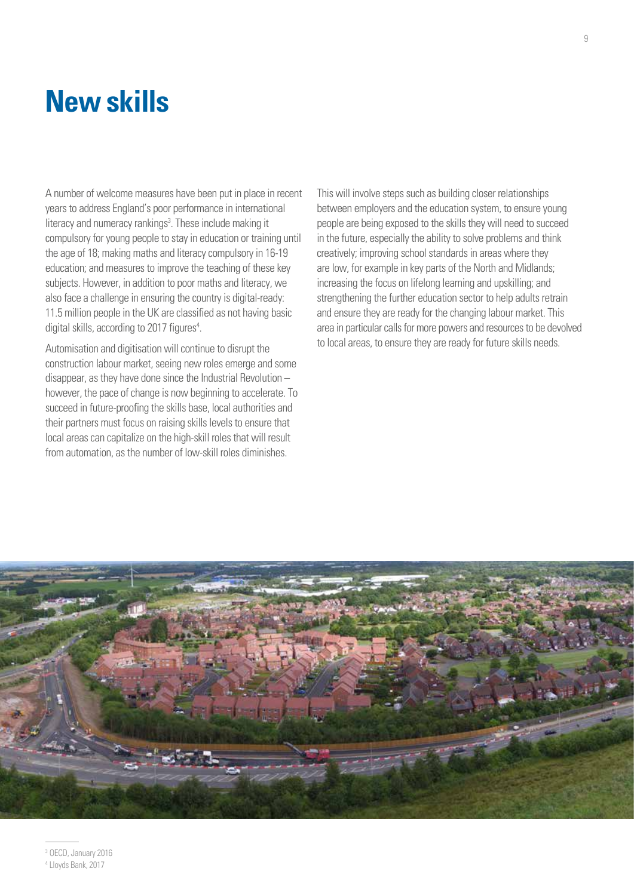# New skills

A number of welcome measures have been put in place in recent years to address England's poor performance in international literacy and numeracy rankings[3]. These include making it compulsory for young people to stay in education or training until the age of 18; making maths and literacy compulsory in 16-19 education; and measures to improve the teaching of these key subjects. However, in addition to poor maths and literacy, we also face a challenge in ensuring the country is digital-ready: 11.5 million people in the UK are classified as not having basic digital skills, according to 2017 figures[4].

Automisation and digitisation will continue to disrupt the construction labour market, seeing new roles emerge and some disappear, as they have done since the Industrial Revolution – however, the pace of change is now beginning to accelerate. To succeed in future-proofing the skills base, local authorities and their partners must focus on raising skills levels to ensure that local areas can capitalize on the high-skill roles that will result from automation, as the number of low-skill roles diminishes.

This will involve steps such as building closer relationships between employers and the education system, to ensure young people are being exposed to the skills they will need to succeed in the future, especially the ability to solve problems and think creatively; improving school standards in areas where they are low, for example in key parts of the North and Midlands; increasing the focus on lifelong learning and upskilling; and strengthening the further education sector to help adults retrain and ensure they are ready for the changing labour market. This area in particular calls for more powers and resources to be devolved to local areas, to ensure they are ready for future skills needs.

---

[3] OECD, January 2016

[4] Lloyds Bank, 2017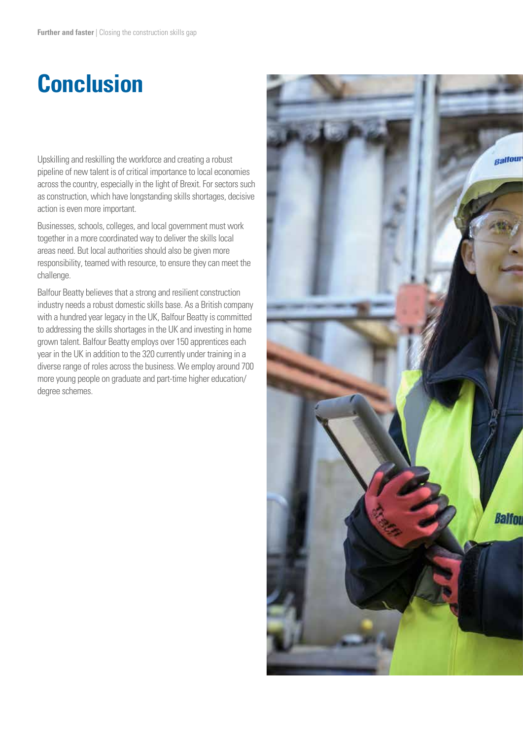# Conclusion

Upskilling and reskilling the workforce and creating a robust pipeline of new talent is of critical importance to local economies across the country, especially in the light of Brexit. For sectors such as construction, which have longstanding skills shortages, decisive action is even more important.

Businesses, schools, colleges, and local government must work together in a more coordinated way to deliver the skills local areas need. But local authorities should also be given more responsibility, teamed with resource, to ensure they can meet the challenge.

Balfour Beatty believes that a strong and resilient construction industry needs a robust domestic skills base. As a British company with a hundred year legacy in the UK, Balfour Beatty is committed to addressing the skills shortages in the UK and investing in home grown talent. Balfour Beatty employs over 150 apprentices each year in the UK in addition to the 320 currently under training in a diverse range of roles across the business. We employ around 700 more young people on graduate and part-time higher education/ degree schemes.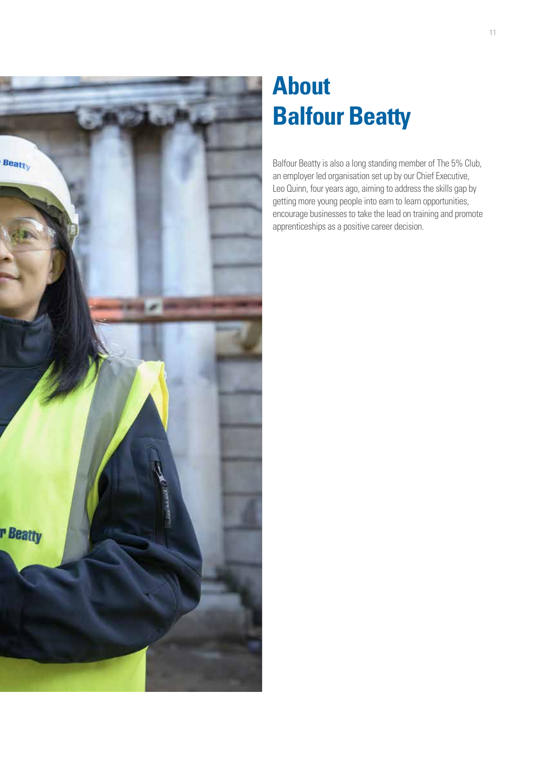# About Balfour Beatty

Balfour Beatty is also a long standing member of The 5% Club, an employer led organisation set up by our Chief Executive, Leo Quinn, four years ago, aiming to address the skills gap by getting more young people into earn to learn opportunities, encourage businesses to take the lead on training and promote apprenticeships as a positive career decision.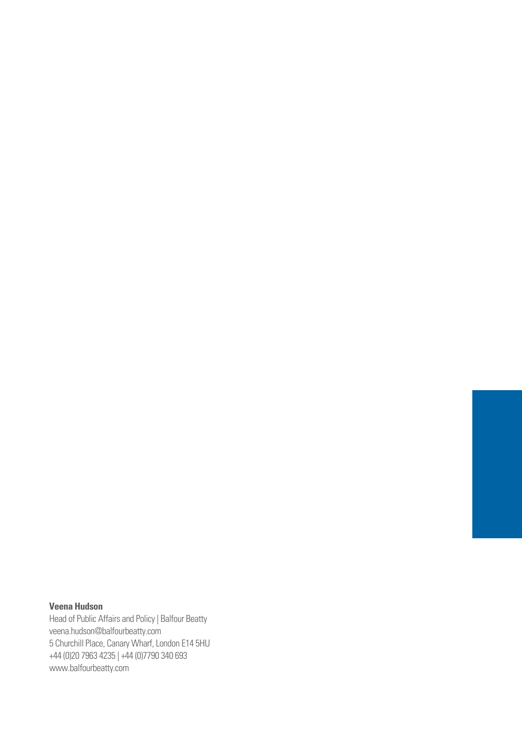**Veena Hudson**

Head of Public Affairs and Policy | Balfour Beatty
veena.hudson@balfourbeatty.com
5 Churchill Place, Canary Wharf, London E14 5HU
+44 (0)20 7963 4235 | +44 (0)7790 340 693
www.balfourbeatty.com